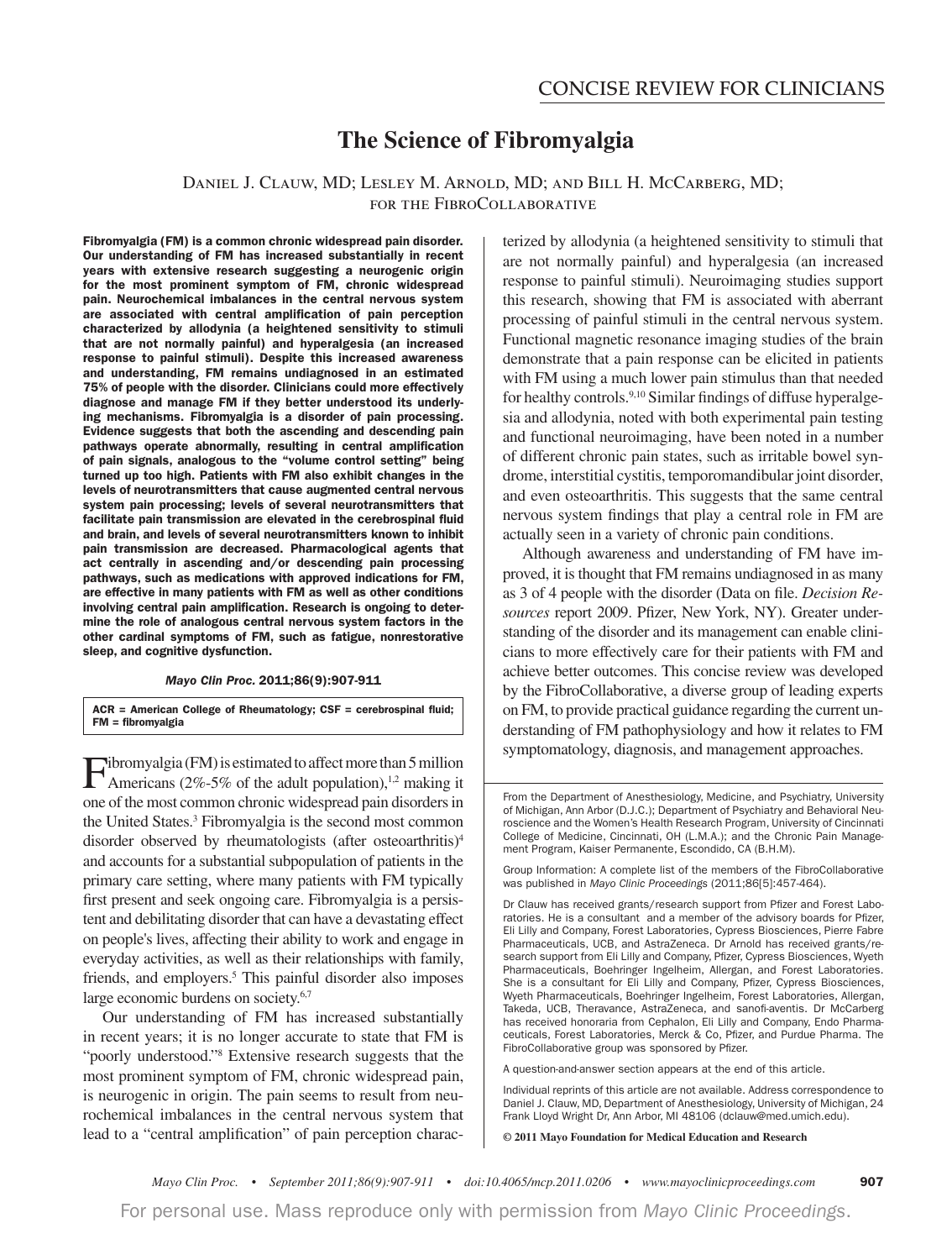CONCISE REVIEW FOR CLINICIANS

# The Science of Fibromyalgia

DANIEL J. CLAUW, MD; LESLEY M. ARNOLD, MD; AND BILL H. MCCARBERG, MD; FOR THE FIBROCOLLABORATIVE

**Fibromyalgia (FM) is a common chronic widespread pain disorder. Our understanding of FM has increased substantially in recent years with extensive research suggesting a neurogenic origin for the most prominent symptom of FM, chronic widespread pain. Neurochemical imbalances in the central nervous system are associated with central amplification of pain perception characterized by allodynia (a heightened sensitivity to stimuli that are not normally painful) and hyperalgesia (an increased response to painful stimuli). Despite this increased awareness and understanding, FM remains undiagnosed in an estimated 75% of people with the disorder. Clinicians could more effectively diagnose and manage FM if they better understood its underlying mechanisms. Fibromyalgia is a disorder of pain processing. Evidence suggests that both the ascending and descending pain pathways operate abnormally, resulting in central amplification of pain signals, analogous to the "volume control setting" being turned up too high. Patients with FM also exhibit changes in the levels of neurotransmitters that cause augmented central nervous system pain processing; levels of several neurotransmitters that facilitate pain transmission are elevated in the cerebrospinal fluid and brain, and levels of several neurotransmitters known to inhibit pain transmission are decreased. Pharmacological agents that act centrally in ascending and/or descending pain processing pathways, such as medications with approved indications for FM, are effective in many patients with FM as well as other conditions involving central pain amplification. Research is ongoing to determine the role of analogous central nervous system factors in the other cardinal symptoms of FM, such as fatigue, nonrestorative sleep, and cognitive dysfunction.**

*Mayo Clin Proc.* **2011;86(9):907-911**

ACR = American College of Rheumatology; CSF = cerebrospinal fluid; FM = fibromyalgia

Fibromyalgia (FM) is estimated to affect more than 5 million Americans (2%-5% of the adult population),[1,2] making it one of the most common chronic widespread pain disorders in the United States.[3] Fibromyalgia is the second most common disorder observed by rheumatologists (after osteoarthritis)[4] and accounts for a substantial subpopulation of patients in the primary care setting, where many patients with FM typically first present and seek ongoing care. Fibromyalgia is a persistent and debilitating disorder that can have a devastating effect on people's lives, affecting their ability to work and engage in everyday activities, as well as their relationships with family, friends, and employers.[5] This painful disorder also imposes large economic burdens on society.[6,7]

Our understanding of FM has increased substantially in recent years; it is no longer accurate to state that FM is "poorly understood."[8] Extensive research suggests that the most prominent symptom of FM, chronic widespread pain, is neurogenic in origin. The pain seems to result from neurochemical imbalances in the central nervous system that lead to a "central amplification" of pain perception characterized by allodynia (a heightened sensitivity to stimuli that are not normally painful) and hyperalgesia (an increased response to painful stimuli). Neuroimaging studies support this research, showing that FM is associated with aberrant processing of painful stimuli in the central nervous system. Functional magnetic resonance imaging studies of the brain demonstrate that a pain response can be elicited in patients with FM using a much lower pain stimulus than that needed for healthy controls.[9,10] Similar findings of diffuse hyperalgesia and allodynia, noted with both experimental pain testing and functional neuroimaging, have been noted in a number of different chronic pain states, such as irritable bowel syndrome, interstitial cystitis, temporomandibular joint disorder, and even osteoarthritis. This suggests that the same central nervous system findings that play a central role in FM are actually seen in a variety of chronic pain conditions.

Although awareness and understanding of FM have improved, it is thought that FM remains undiagnosed in as many as 3 of 4 people with the disorder (Data on file. *Decision Resources* report 2009. Pfizer, New York, NY). Greater understanding of the disorder and its management can enable clinicians to more effectively care for their patients with FM and achieve better outcomes. This concise review was developed by the FibroCollaborative, a diverse group of leading experts on FM, to provide practical guidance regarding the current understanding of FM pathophysiology and how it relates to FM symptomatology, diagnosis, and management approaches.

From the Department of Anesthesiology, Medicine, and Psychiatry, University of Michigan, Ann Arbor (D.J.C.); Department of Psychiatry and Behavioral Neuroscience and the Women's Health Research Program, University of Cincinnati College of Medicine, Cincinnati, OH (L.M.A.); and the Chronic Pain Management Program, Kaiser Permanente, Escondido, CA (B.H.M).

Group Information: A complete list of the members of the FibroCollaborative was published in *Mayo Clinic Proceedings* (2011;86[5]:457-464).

Dr Clauw has received grants/research support from Pfizer and Forest Laboratories. He is a consultant and a member of the advisory boards for Pfizer, Eli Lilly and Company, Forest Laboratories, Cypress Biosciences, Pierre Fabre Pharmaceuticals, UCB, and AstraZeneca. Dr Arnold has received grants/research support from Eli Lilly and Company, Pfizer, Cypress Biosciences, Wyeth Pharmaceuticals, Boehringer Ingelheim, Allergan, and Forest Laboratories. She is a consultant for Eli Lilly and Company, Pfizer, Cypress Biosciences, Wyeth Pharmaceuticals, Boehringer Ingelheim, Forest Laboratories, Allergan, Takeda, UCB, Theravance, AstraZeneca, and sanofi-aventis. Dr McCarberg has received honoraria from Cephalon, Eli Lilly and Company, Endo Pharmaceuticals, Forest Laboratories, Merck & Co, Pfizer, and Purdue Pharma. The FibroCollaborative group was sponsored by Pfizer.

A question-and-answer section appears at the end of this article.

Individual reprints of this article are not available. Address correspondence to Daniel J. Clauw, MD, Department of Anesthesiology, University of Michigan, 24 Frank Lloyd Wright Dr, Ann Arbor, MI 48106 (dclauw@med.umich.edu).

**© 2011 Mayo Foundation for Medical Education and Research**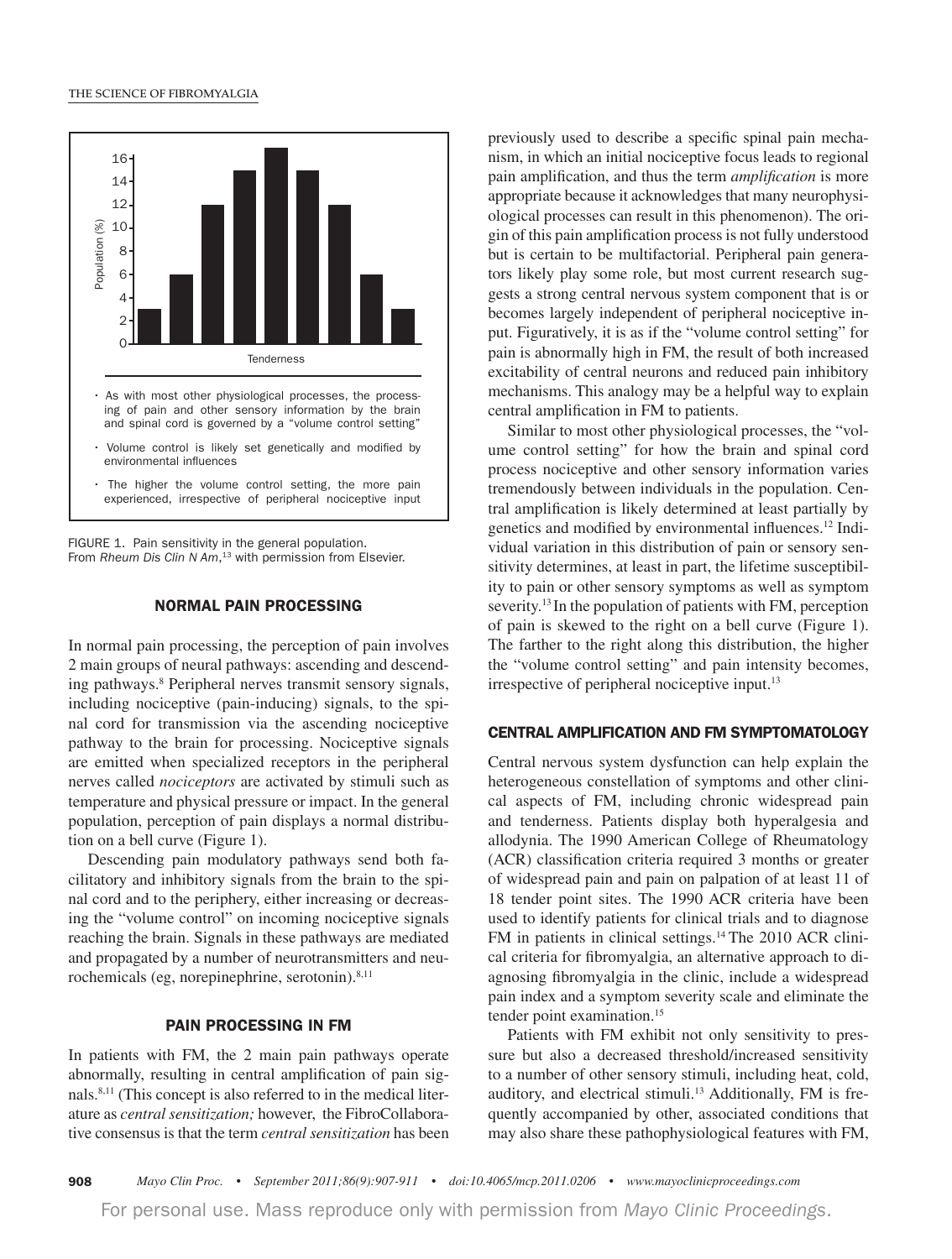- As with most other physiological processes, the processing of pain and other sensory information by the brain and spinal cord is governed by a "volume control setting"
- Volume control is likely set genetically and modified by environmental influences
- The higher the volume control setting, the more pain experienced, irrespective of peripheral nociceptive input

FIGURE 1. Pain sensitivity in the general population. From *Rheum Dis Clin N Am*,[13] with permission from Elsevier.

## NORMAL PAIN PROCESSING

In normal pain processing, the perception of pain involves 2 main groups of neural pathways: ascending and descending pathways.[8] Peripheral nerves transmit sensory signals, including nociceptive (pain-inducing) signals, to the spinal cord for transmission via the ascending nociceptive pathway to the brain for processing. Nociceptive signals are emitted when specialized receptors in the peripheral nerves called *nociceptors* are activated by stimuli such as temperature and physical pressure or impact. In the general population, perception of pain displays a normal distribution on a bell curve (Figure 1).

Descending pain modulatory pathways send both facilitatory and inhibitory signals from the brain to the spinal cord and to the periphery, either increasing or decreasing the "volume control" on incoming nociceptive signals reaching the brain. Signals in these pathways are mediated and propagated by a number of neurotransmitters and neurochemicals (eg, norepinephrine, serotonin).[8,11]

## PAIN PROCESSING IN FM

In patients with FM, the 2 main pain pathways operate abnormally, resulting in central amplification of pain signals.[8,11] (This concept is also referred to in the medical literature as *central sensitization;* however, the FibroCollaborative consensus is that the term *central sensitization* has been previously used to describe a specific spinal pain mechanism, in which an initial nociceptive focus leads to regional pain amplification, and thus the term *amplification* is more appropriate because it acknowledges that many neurophysiological processes can result in this phenomenon). The origin of this pain amplification process is not fully understood but is certain to be multifactorial. Peripheral pain generators likely play some role, but most current research suggests a strong central nervous system component that is or becomes largely independent of peripheral nociceptive input. Figuratively, it is as if the "volume control setting" for pain is abnormally high in FM, the result of both increased excitability of central neurons and reduced pain inhibitory mechanisms. This analogy may be a helpful way to explain central amplification in FM to patients.

Similar to most other physiological processes, the "volume control setting" for how the brain and spinal cord process nociceptive and other sensory information varies tremendously between individuals in the population. Central amplification is likely determined at least partially by genetics and modified by environmental influences.[12] Individual variation in this distribution of pain or sensory sensitivity determines, at least in part, the lifetime susceptibility to pain or other sensory symptoms as well as symptom severity.[13] In the population of patients with FM, perception of pain is skewed to the right on a bell curve (Figure 1). The farther to the right along this distribution, the higher the "volume control setting" and pain intensity becomes, irrespective of peripheral nociceptive input.[13]

## CENTRAL AMPLIFICATION AND FM SYMPTOMATOLOGY

Central nervous system dysfunction can help explain the heterogeneous constellation of symptoms and other clinical aspects of FM, including chronic widespread pain and tenderness. Patients display both hyperalgesia and allodynia. The 1990 American College of Rheumatology (ACR) classification criteria required 3 months or greater of widespread pain and pain on palpation of at least 11 of 18 tender point sites. The 1990 ACR criteria have been used to identify patients for clinical trials and to diagnose FM in patients in clinical settings.[14] The 2010 ACR clinical criteria for fibromyalgia, an alternative approach to diagnosing fibromyalgia in the clinic, include a widespread pain index and a symptom severity scale and eliminate the tender point examination.[15]

Patients with FM exhibit not only sensitivity to pressure but also a decreased threshold/increased sensitivity to a number of other sensory stimuli, including heat, cold, auditory, and electrical stimuli.[13] Additionally, FM is frequently accompanied by other, associated conditions that may also share these pathophysiological features with FM,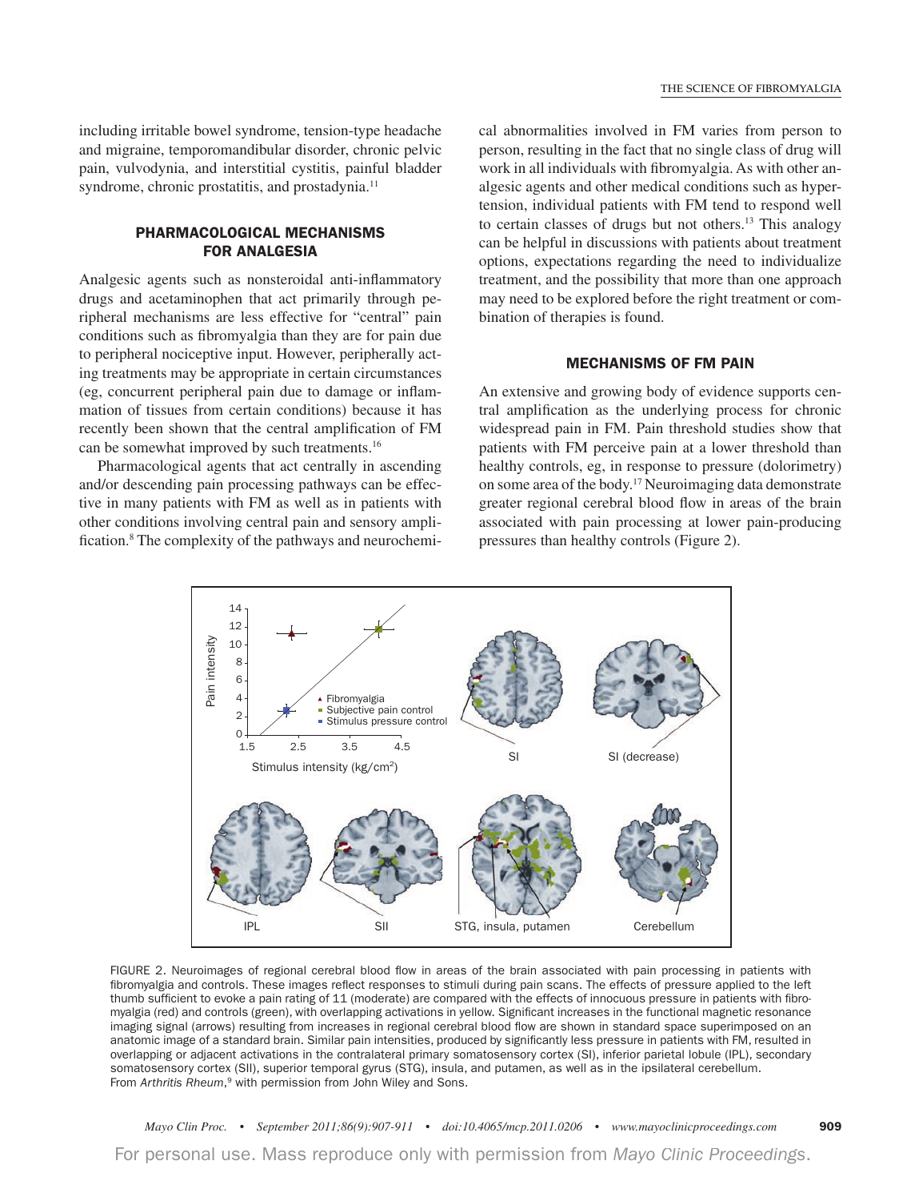including irritable bowel syndrome, tension-type headache and migraine, temporomandibular disorder, chronic pelvic pain, vulvodynia, and interstitial cystitis, painful bladder syndrome, chronic prostatitis, and prostadynia.[11]

## PHARMACOLOGICAL MECHANISMS FOR ANALGESIA

Analgesic agents such as nonsteroidal anti-inflammatory drugs and acetaminophen that act primarily through peripheral mechanisms are less effective for "central" pain conditions such as fibromyalgia than they are for pain due to peripheral nociceptive input. However, peripherally acting treatments may be appropriate in certain circumstances (eg, concurrent peripheral pain due to damage or inflammation of tissues from certain conditions) because it has recently been shown that the central amplification of FM can be somewhat improved by such treatments.[16]

Pharmacological agents that act centrally in ascending and/or descending pain processing pathways can be effective in many patients with FM as well as in patients with other conditions involving central pain and sensory amplification.[8] The complexity of the pathways and neurochemical abnormalities involved in FM varies from person to person, resulting in the fact that no single class of drug will work in all individuals with fibromyalgia. As with other analgesic agents and other medical conditions such as hypertension, individual patients with FM tend to respond well to certain classes of drugs but not others.[13] This analogy can be helpful in discussions with patients about treatment options, expectations regarding the need to individualize treatment, and the possibility that more than one approach may need to be explored before the right treatment or combination of therapies is found.

## MECHANISMS OF FM PAIN

An extensive and growing body of evidence supports central amplification as the underlying process for chronic widespread pain in FM. Pain threshold studies show that patients with FM perceive pain at a lower threshold than healthy controls, eg, in response to pressure (dolorimetry) on some area of the body.[17] Neuroimaging data demonstrate greater regional cerebral blood flow in areas of the brain associated with pain processing at lower pain-producing pressures than healthy controls (Figure 2).

Pain intensity
14
12
10
8
6
4
2
0
1.5
2.5
3.5
4.5
Stimulus intensity (kg/cm²)
Fibromyalgia
Subjective pain control
Stimulus pressure control
SI
SI (decrease)
IPL
SII
STG, insula, putamen
Cerebellum

FIGURE 2. Neuroimages of regional cerebral blood flow in areas of the brain associated with pain processing in patients with fibromyalgia and controls. These images reflect responses to stimuli during pain scans. The effects of pressure applied to the left thumb sufficient to evoke a pain rating of 11 (moderate) are compared with the effects of innocuous pressure in patients with fibromyalgia (red) and controls (green), with overlapping activations in yellow. Significant increases in the functional magnetic resonance imaging signal (arrows) resulting from increases in regional cerebral blood flow are shown in standard space superimposed on an anatomic image of a standard brain. Similar pain intensities, produced by significantly less pressure in patients with FM, resulted in overlapping or adjacent activations in the contralateral primary somatosensory cortex (SI), inferior parietal lobule (IPL), secondary somatosensory cortex (SII), superior temporal gyrus (STG), insula, and putamen, as well as in the ipsilateral cerebellum. From *Arthritis Rheum*,[9] with permission from John Wiley and Sons.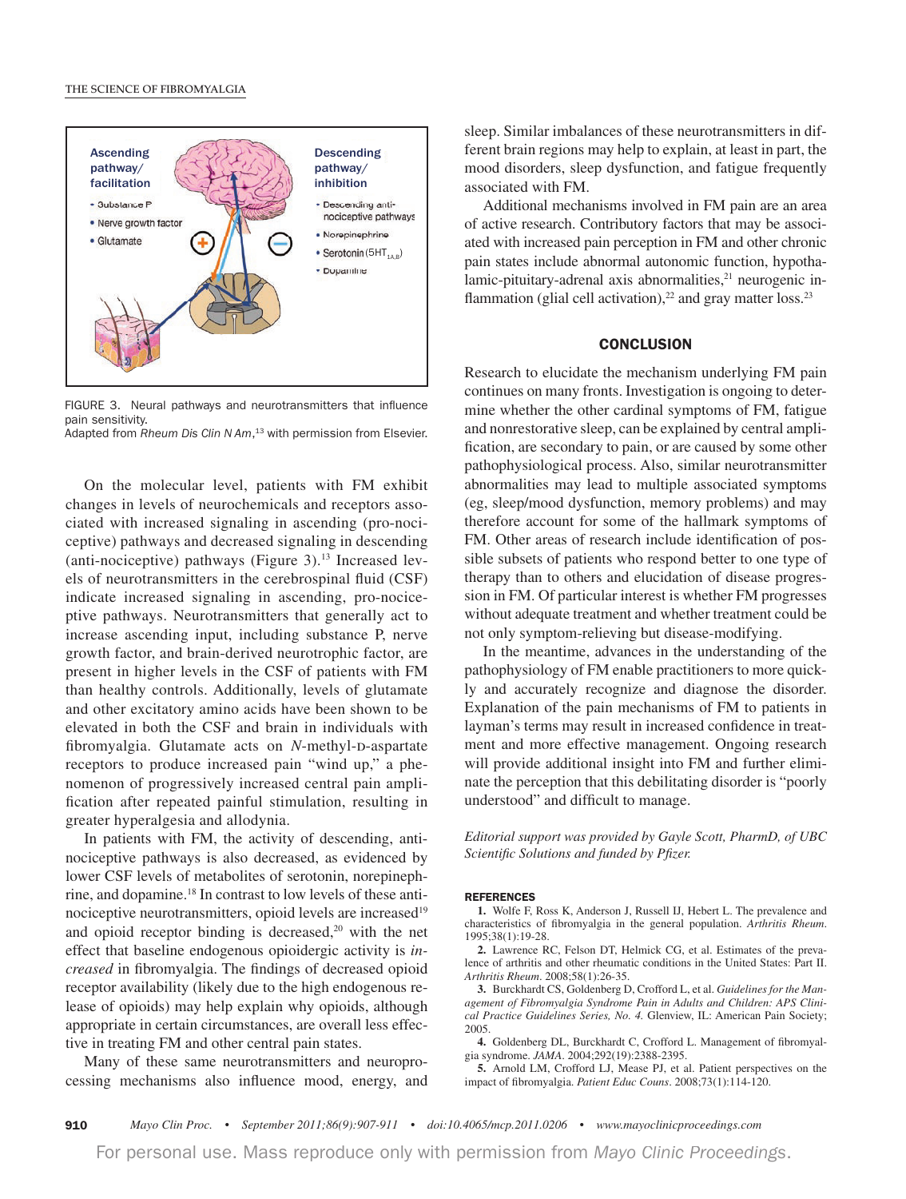FIGURE 3. Neural pathways and neurotransmitters that influence pain sensitivity.
Adapted from *Rheum Dis Clin N Am*,[13] with permission from Elsevier.

On the molecular level, patients with FM exhibit changes in levels of neurochemicals and receptors associated with increased signaling in ascending (pro-nociceptive) pathways and decreased signaling in descending (anti-nociceptive) pathways (Figure 3).[13] Increased levels of neurotransmitters in the cerebrospinal fluid (CSF) indicate increased signaling in ascending, pro-nociceptive pathways. Neurotransmitters that generally act to increase ascending input, including substance P, nerve growth factor, and brain-derived neurotrophic factor, are present in higher levels in the CSF of patients with FM than healthy controls. Additionally, levels of glutamate and other excitatory amino acids have been shown to be elevated in both the CSF and brain in individuals with fibromyalgia. Glutamate acts on *N*-methyl-D-aspartate receptors to produce increased pain "wind up," a phenomenon of progressively increased central pain amplification after repeated painful stimulation, resulting in greater hyperalgesia and allodynia.

In patients with FM, the activity of descending, antinociceptive pathways is also decreased, as evidenced by lower CSF levels of metabolites of serotonin, norepinephrine, and dopamine.[18] In contrast to low levels of these antinociceptive neurotransmitters, opioid levels are increased[19] and opioid receptor binding is decreased,[20] with the net effect that baseline endogenous opioidergic activity is *increased* in fibromyalgia. The findings of decreased opioid receptor availability (likely due to the high endogenous release of opioids) may help explain why opioids, although appropriate in certain circumstances, are overall less effective in treating FM and other central pain states.

Many of these same neurotransmitters and neuroprocessing mechanisms also influence mood, energy, and sleep. Similar imbalances of these neurotransmitters in different brain regions may help to explain, at least in part, the mood disorders, sleep dysfunction, and fatigue frequently associated with FM.

Additional mechanisms involved in FM pain are an area of active research. Contributory factors that may be associated with increased pain perception in FM and other chronic pain states include abnormal autonomic function, hypothalamic-pituitary-adrenal axis abnormalities,[21] neurogenic inflammation (glial cell activation),[22] and gray matter loss.[23]

## CONCLUSION

Research to elucidate the mechanism underlying FM pain continues on many fronts. Investigation is ongoing to determine whether the other cardinal symptoms of FM, fatigue and nonrestorative sleep, can be explained by central amplification, are secondary to pain, or are caused by some other pathophysiological process. Also, similar neurotransmitter abnormalities may lead to multiple associated symptoms (eg, sleep/mood dysfunction, memory problems) and may therefore account for some of the hallmark symptoms of FM. Other areas of research include identification of possible subsets of patients who respond better to one type of therapy than to others and elucidation of disease progression in FM. Of particular interest is whether FM progresses without adequate treatment and whether treatment could be not only symptom-relieving but disease-modifying.

In the meantime, advances in the understanding of the pathophysiology of FM enable practitioners to more quickly and accurately recognize and diagnose the disorder. Explanation of the pain mechanisms of FM to patients in layman's terms may result in increased confidence in treatment and more effective management. Ongoing research will provide additional insight into FM and further eliminate the perception that this debilitating disorder is "poorly understood" and difficult to manage.

*Editorial support was provided by Gayle Scott, PharmD, of UBC Scientific Solutions and funded by Pfizer.*

## REFERENCES

1. Wolfe F, Ross K, Anderson J, Russell IJ, Hebert L. The prevalence and characteristics of fibromyalgia in the general population. *Arthritis Rheum*. 1995;38(1):19-28.
2. Lawrence RC, Felson DT, Helmick CG, et al. Estimates of the prevalence of arthritis and other rheumatic conditions in the United States: Part II. *Arthritis Rheum*. 2008;58(1):26-35.
3. Burckhardt CS, Goldenberg D, Crofford L, et al. *Guidelines for the Management of Fibromyalgia Syndrome Pain in Adults and Children: APS Clinical Practice Guidelines Series, No. 4.* Glenview, IL: American Pain Society; 2005.
4. Goldenberg DL, Burckhardt C, Crofford L. Management of fibromyalgia syndrome. *JAMA*. 2004;292(19):2388-2395.
5. Arnold LM, Crofford LJ, Mease PJ, et al. Patient perspectives on the impact of fibromyalgia. *Patient Educ Couns*. 2008;73(1):114-120.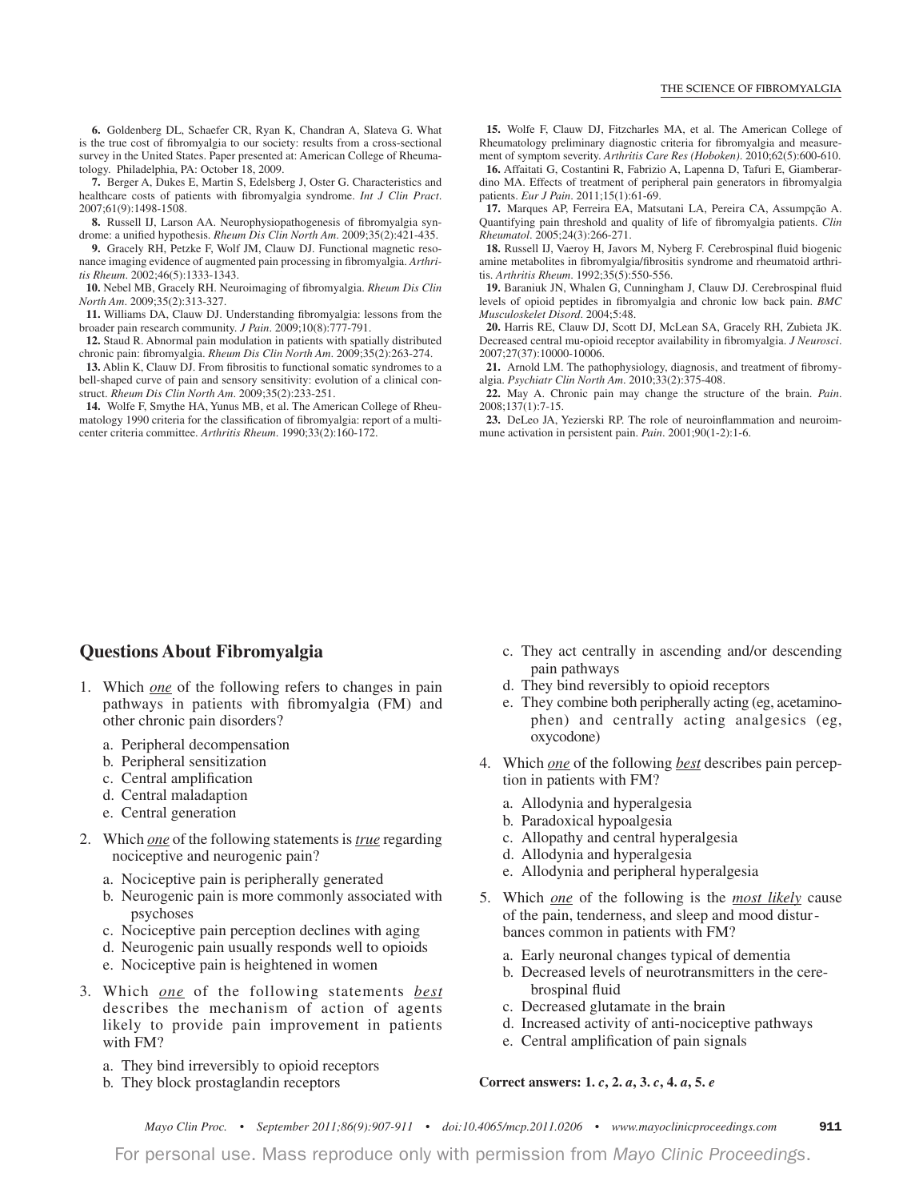**6.** Goldenberg DL, Schaefer CR, Ryan K, Chandran A, Slateva G. What is the true cost of fibromyalgia to our society: results from a cross-sectional survey in the United States. Paper presented at: American College of Rheumatology. Philadelphia, PA: October 18, 2009.

**7.** Berger A, Dukes E, Martin S, Edelsberg J, Oster G. Characteristics and healthcare costs of patients with fibromyalgia syndrome. *Int J Clin Pract*. 2007;61(9):1498-1508.

**8.** Russell IJ, Larson AA. Neurophysiopathogenesis of fibromyalgia syndrome: a unified hypothesis. *Rheum Dis Clin North Am*. 2009;35(2):421-435.

**9.** Gracely RH, Petzke F, Wolf JM, Clauw DJ. Functional magnetic resonance imaging evidence of augmented pain processing in fibromyalgia. *Arthritis Rheum*. 2002;46(5):1333-1343.

**10.** Nebel MB, Gracely RH. Neuroimaging of fibromyalgia. *Rheum Dis Clin North Am*. 2009;35(2):313-327.

**11.** Williams DA, Clauw DJ. Understanding fibromyalgia: lessons from the broader pain research community. *J Pain*. 2009;10(8):777-791.

**12.** Staud R. Abnormal pain modulation in patients with spatially distributed chronic pain: fibromyalgia. *Rheum Dis Clin North Am*. 2009;35(2):263-274.

**13.** Ablin K, Clauw DJ. From fibrositis to functional somatic syndromes to a bell-shaped curve of pain and sensory sensitivity: evolution of a clinical construct. *Rheum Dis Clin North Am*. 2009;35(2):233-251.

**14.** Wolfe F, Smythe HA, Yunus MB, et al. The American College of Rheumatology 1990 criteria for the classification of fibromyalgia: report of a multicenter criteria committee. *Arthritis Rheum*. 1990;33(2):160-172.

**15.** Wolfe F, Clauw DJ, Fitzcharles MA, et al. The American College of Rheumatology preliminary diagnostic criteria for fibromyalgia and measurement of symptom severity. *Arthritis Care Res (Hoboken)*. 2010;62(5):600-610.

**16.** Affaitati G, Costantini R, Fabrizio A, Lapenna D, Tafuri E, Giamberardino MA. Effects of treatment of peripheral pain generators in fibromyalgia patients. *Eur J Pain*. 2011;15(1):61-69.

**17.** Marques AP, Ferreira EA, Matsutani LA, Pereira CA, Assumpção A. Quantifying pain threshold and quality of life of fibromyalgia patients. *Clin Rheumatol*. 2005;24(3):266-271.

**18.** Russell IJ, Vaeroy H, Javors M, Nyberg F. Cerebrospinal fluid biogenic amine metabolites in fibromyalgia/fibrositis syndrome and rheumatoid arthritis. *Arthritis Rheum*. 1992;35(5):550-556.

**19.** Baraniuk JN, Whalen G, Cunningham J, Clauw DJ. Cerebrospinal fluid levels of opioid peptides in fibromyalgia and chronic low back pain. *BMC Musculoskelet Disord*. 2004;5:48.

**20.** Harris RE, Clauw DJ, Scott DJ, McLean SA, Gracely RH, Zubieta JK. Decreased central mu-opioid receptor availability in fibromyalgia. *J Neurosci*. 2007;27(37):10000-10006.

**21.** Arnold LM. The pathophysiology, diagnosis, and treatment of fibromyalgia. *Psychiatr Clin North Am*. 2010;33(2):375-408.

**22.** May A. Chronic pain may change the structure of the brain. *Pain*. 2008;137(1):7-15.

**23.** DeLeo JA, Yezierski RP. The role of neuroinflammation and neuroimmune activation in persistent pain. *Pain*. 2001;90(1-2):1-6.

## Questions About Fibromyalgia

1. Which *one* of the following refers to changes in pain pathways in patients with fibromyalgia (FM) and other chronic pain disorders?
   a. Peripheral decompensation
   b. Peripheral sensitization
   c. Central amplification
   d. Central maladaption
   e. Central generation

2. Which *one* of the following statements is *true* regarding nociceptive and neurogenic pain?
   a. Nociceptive pain is peripherally generated
   b. Neurogenic pain is more commonly associated with psychoses
   c. Nociceptive pain perception declines with aging
   d. Neurogenic pain usually responds well to opioids
   e. Nociceptive pain is heightened in women

3. Which *one* of the following statements *best* describes the mechanism of action of agents likely to provide pain improvement in patients with FM?
   a. They bind irreversibly to opioid receptors
   b. They block prostaglandin receptors
   c. They act centrally in ascending and/or descending pain pathways
   d. They bind reversibly to opioid receptors
   e. They combine both peripherally acting (eg, acetaminophen) and centrally acting analgesics (eg, oxycodone)

4. Which *one* of the following *best* describes pain perception in patients with FM?
   a. Allodynia and hyperalgesia
   b. Paradoxical hypoalgesia
   c. Allopathy and central hyperalgesia
   d. Allodynia and hyperalgesia
   e. Allodynia and peripheral hyperalgesia

5. Which *one* of the following is the *most likely* cause of the pain, tenderness, and sleep and mood disturbances common in patients with FM?
   a. Early neuronal changes typical of dementia
   b. Decreased levels of neurotransmitters in the cerebrospinal fluid
   c. Decreased glutamate in the brain
   d. Increased activity of anti-nociceptive pathways
   e. Central amplification of pain signals

**Correct answers: 1. *c*, 2. *a*, 3. *c*, 4. *a*, 5. *e***

For personal use. Mass reproduce only with permission from *Mayo Clinic Proceedings*.